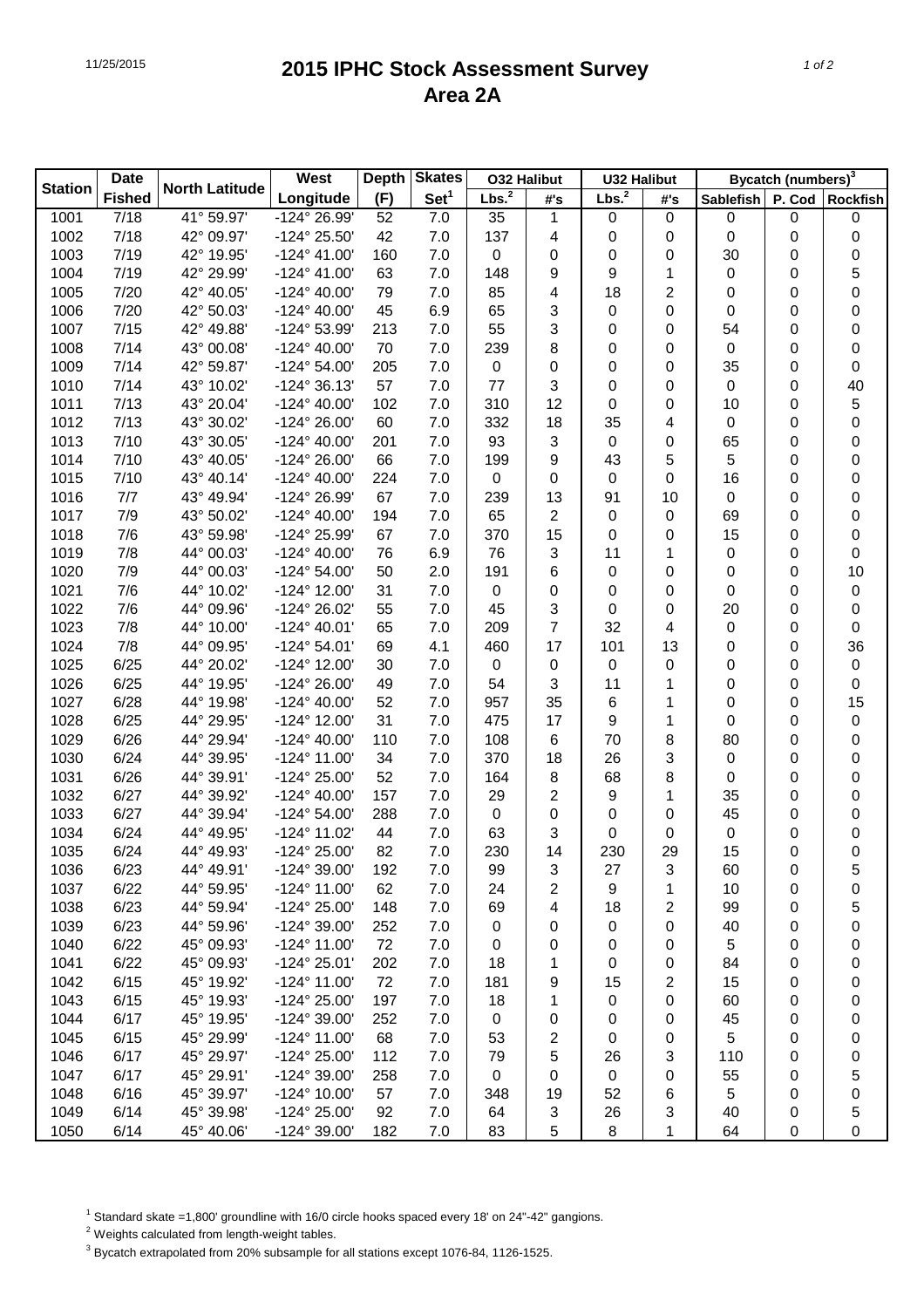# 2015 IPHC Stock Assessment Survey
## Area 2A

| Station | Date Fished | North Latitude | West Longitude | Depth (F) | Skates Set[1] | O32 Halibut | | U32 Halibut | | Bycatch (numbers)[3] | | |
|---|---|---|---|---|---|---|---|---|---|---|---|---|
| | | | | | | Lbs.[2] | #'s | Lbs.[2] | #'s | Sablefish | P. Cod | Rockfish |
| 1001 | 7/18 | 41° 59.97' | -124° 26.99' | 52 | 7.0 | 35 | 1 | 0 | 0 | 0 | 0 | 0 |
| 1002 | 7/18 | 42° 09.97' | -124° 25.50' | 42 | 7.0 | 137 | 4 | 0 | 0 | 0 | 0 | 0 |
| 1003 | 7/19 | 42° 19.95' | -124° 41.00' | 160 | 7.0 | 0 | 0 | 0 | 0 | 30 | 0 | 0 |
| 1004 | 7/19 | 42° 29.99' | -124° 41.00' | 63 | 7.0 | 148 | 9 | 9 | 1 | 0 | 0 | 5 |
| 1005 | 7/20 | 42° 40.05' | -124° 40.00' | 79 | 7.0 | 85 | 4 | 18 | 2 | 0 | 0 | 0 |
| 1006 | 7/20 | 42° 50.03' | -124° 40.00' | 45 | 6.9 | 65 | 3 | 0 | 0 | 0 | 0 | 0 |
| 1007 | 7/15 | 42° 49.88' | -124° 53.99' | 213 | 7.0 | 55 | 3 | 0 | 0 | 54 | 0 | 0 |
| 1008 | 7/14 | 43° 00.08' | -124° 40.00' | 70 | 7.0 | 239 | 8 | 0 | 0 | 0 | 0 | 0 |
| 1009 | 7/14 | 42° 59.87' | -124° 54.00' | 205 | 7.0 | 0 | 0 | 0 | 0 | 35 | 0 | 0 |
| 1010 | 7/14 | 43° 10.02' | -124° 36.13' | 57 | 7.0 | 77 | 3 | 0 | 0 | 0 | 0 | 40 |
| 1011 | 7/13 | 43° 20.04' | -124° 40.00' | 102 | 7.0 | 310 | 12 | 0 | 0 | 10 | 0 | 5 |
| 1012 | 7/13 | 43° 30.02' | -124° 26.00' | 60 | 7.0 | 332 | 18 | 35 | 4 | 0 | 0 | 0 |
| 1013 | 7/10 | 43° 30.05' | -124° 40.00' | 201 | 7.0 | 93 | 3 | 0 | 0 | 65 | 0 | 0 |
| 1014 | 7/10 | 43° 40.05' | -124° 26.00' | 66 | 7.0 | 199 | 9 | 43 | 5 | 5 | 0 | 0 |
| 1015 | 7/10 | 43° 40.14' | -124° 40.00' | 224 | 7.0 | 0 | 0 | 0 | 0 | 16 | 0 | 0 |
| 1016 | 7/7 | 43° 49.94' | -124° 26.99' | 67 | 7.0 | 239 | 13 | 91 | 10 | 0 | 0 | 0 |
| 1017 | 7/9 | 43° 50.02' | -124° 40.00' | 194 | 7.0 | 65 | 2 | 0 | 0 | 69 | 0 | 0 |
| 1018 | 7/6 | 43° 59.98' | -124° 25.99' | 67 | 7.0 | 370 | 15 | 0 | 0 | 15 | 0 | 0 |
| 1019 | 7/8 | 44° 00.03' | -124° 40.00' | 76 | 6.9 | 76 | 3 | 11 | 1 | 0 | 0 | 0 |
| 1020 | 7/9 | 44° 00.03' | -124° 54.00' | 50 | 2.0 | 191 | 6 | 0 | 0 | 0 | 0 | 10 |
| 1021 | 7/6 | 44° 10.02' | -124° 12.00' | 31 | 7.0 | 0 | 0 | 0 | 0 | 0 | 0 | 0 |
| 1022 | 7/6 | 44° 09.96' | -124° 26.02' | 55 | 7.0 | 45 | 3 | 0 | 0 | 20 | 0 | 0 |
| 1023 | 7/8 | 44° 10.00' | -124° 40.01' | 65 | 7.0 | 209 | 7 | 32 | 4 | 0 | 0 | 0 |
| 1024 | 7/8 | 44° 09.95' | -124° 54.01' | 69 | 4.1 | 460 | 17 | 101 | 13 | 0 | 0 | 36 |
| 1025 | 6/25 | 44° 20.02' | -124° 12.00' | 30 | 7.0 | 0 | 0 | 0 | 0 | 0 | 0 | 0 |
| 1026 | 6/25 | 44° 19.95' | -124° 26.00' | 49 | 7.0 | 54 | 3 | 11 | 1 | 0 | 0 | 0 |
| 1027 | 6/28 | 44° 19.98' | -124° 40.00' | 52 | 7.0 | 957 | 35 | 6 | 1 | 0 | 0 | 15 |
| 1028 | 6/25 | 44° 29.95' | -124° 12.00' | 31 | 7.0 | 475 | 17 | 9 | 1 | 0 | 0 | 0 |
| 1029 | 6/26 | 44° 29.94' | -124° 40.00' | 110 | 7.0 | 108 | 6 | 70 | 8 | 80 | 0 | 0 |
| 1030 | 6/24 | 44° 39.95' | -124° 11.00' | 34 | 7.0 | 370 | 18 | 26 | 3 | 0 | 0 | 0 |
| 1031 | 6/26 | 44° 39.91' | -124° 25.00' | 52 | 7.0 | 164 | 8 | 68 | 8 | 0 | 0 | 0 |
| 1032 | 6/27 | 44° 39.92' | -124° 40.00' | 157 | 7.0 | 29 | 2 | 9 | 1 | 35 | 0 | 0 |
| 1033 | 6/27 | 44° 39.94' | -124° 54.00' | 288 | 7.0 | 0 | 0 | 0 | 0 | 45 | 0 | 0 |
| 1034 | 6/24 | 44° 49.95' | -124° 11.02' | 44 | 7.0 | 63 | 3 | 0 | 0 | 0 | 0 | 0 |
| 1035 | 6/24 | 44° 49.93' | -124° 25.00' | 82 | 7.0 | 230 | 14 | 230 | 29 | 15 | 0 | 0 |
| 1036 | 6/23 | 44° 49.91' | -124° 39.00' | 192 | 7.0 | 99 | 3 | 27 | 3 | 60 | 0 | 5 |
| 1037 | 6/22 | 44° 59.95' | -124° 11.00' | 62 | 7.0 | 24 | 2 | 9 | 1 | 10 | 0 | 0 |
| 1038 | 6/23 | 44° 59.94' | -124° 25.00' | 148 | 7.0 | 69 | 4 | 18 | 2 | 99 | 0 | 5 |
| 1039 | 6/23 | 44° 59.96' | -124° 39.00' | 252 | 7.0 | 0 | 0 | 0 | 0 | 40 | 0 | 0 |
| 1040 | 6/22 | 45° 09.93' | -124° 11.00' | 72 | 7.0 | 0 | 0 | 0 | 0 | 5 | 0 | 0 |
| 1041 | 6/22 | 45° 09.93' | -124° 25.01' | 202 | 7.0 | 18 | 1 | 0 | 0 | 84 | 0 | 0 |
| 1042 | 6/15 | 45° 19.92' | -124° 11.00' | 72 | 7.0 | 181 | 9 | 15 | 2 | 15 | 0 | 0 |
| 1043 | 6/15 | 45° 19.93' | -124° 25.00' | 197 | 7.0 | 18 | 1 | 0 | 0 | 60 | 0 | 0 |
| 1044 | 6/17 | 45° 19.95' | -124° 39.00' | 252 | 7.0 | 0 | 0 | 0 | 0 | 45 | 0 | 0 |
| 1045 | 6/15 | 45° 29.99' | -124° 11.00' | 68 | 7.0 | 53 | 2 | 0 | 0 | 5 | 0 | 0 |
| 1046 | 6/17 | 45° 29.97' | -124° 25.00' | 112 | 7.0 | 79 | 5 | 26 | 3 | 110 | 0 | 0 |
| 1047 | 6/17 | 45° 29.91' | -124° 39.00' | 258 | 7.0 | 0 | 0 | 0 | 0 | 55 | 0 | 5 |
| 1048 | 6/16 | 45° 39.97' | -124° 10.00' | 57 | 7.0 | 348 | 19 | 52 | 6 | 5 | 0 | 0 |
| 1049 | 6/14 | 45° 39.98' | -124° 25.00' | 92 | 7.0 | 64 | 3 | 26 | 3 | 40 | 0 | 5 |
| 1050 | 6/14 | 45° 40.06' | -124° 39.00' | 182 | 7.0 | 83 | 5 | 8 | 1 | 64 | 0 | 0 |

[1] Standard skate =1,800' groundline with 16/0 circle hooks spaced every 18' on 24"-42" gangions.

[2] Weights calculated from length-weight tables.

[3] Bycatch extrapolated from 20% subsample for all stations except 1076-84, 1126-1525.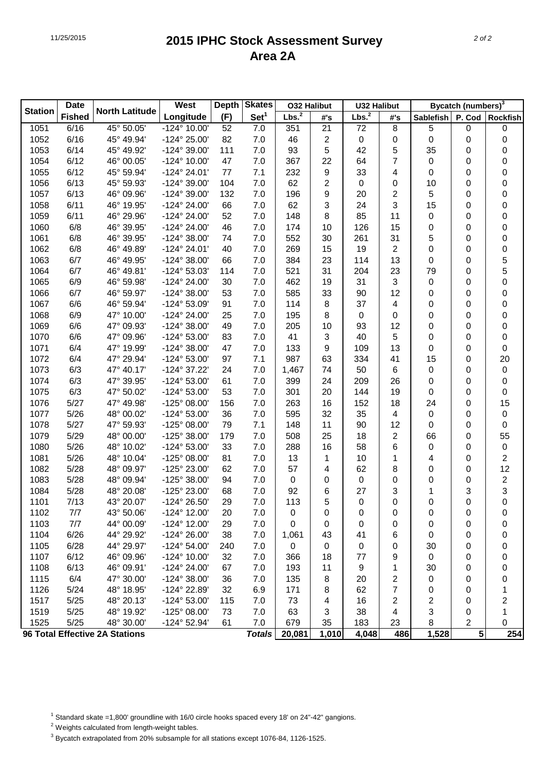# 2015 IPHC Stock Assessment Survey
# Area 2A

| Station | Date Fished | North Latitude | West Longitude | Depth (F) | Skates Set[1] | O32 Halibut | | U32 Halibut | | Bycatch (numbers)[3] | | |
|---|---|---|---|---|---|---|---|---|---|---|---|---|
| | | | | | | Lbs.[2] | #'s | Lbs.[2] | #'s | Sablefish | P. Cod | Rockfish |
| 1051 | 6/16 | 45° 50.05' | -124° 10.00' | 52 | 7.0 | 351 | 21 | 72 | 8 | 5 | 0 | 0 |
| 1052 | 6/16 | 45° 49.94' | -124° 25.00' | 82 | 7.0 | 46 | 2 | 0 | 0 | 0 | 0 | 0 |
| 1053 | 6/14 | 45° 49.92' | -124° 39.00' | 111 | 7.0 | 93 | 5 | 42 | 5 | 35 | 0 | 0 |
| 1054 | 6/12 | 46° 00.05' | -124° 10.00' | 47 | 7.0 | 367 | 22 | 64 | 7 | 0 | 0 | 0 |
| 1055 | 6/12 | 45° 59.94' | -124° 24.01' | 77 | 7.1 | 232 | 9 | 33 | 4 | 0 | 0 | 0 |
| 1056 | 6/13 | 45° 59.93' | -124° 39.00' | 104 | 7.0 | 62 | 2 | 0 | 0 | 10 | 0 | 0 |
| 1057 | 6/13 | 46° 09.96' | -124° 39.00' | 132 | 7.0 | 196 | 9 | 20 | 2 | 5 | 0 | 0 |
| 1058 | 6/11 | 46° 19.95' | -124° 24.00' | 66 | 7.0 | 62 | 3 | 24 | 3 | 15 | 0 | 0 |
| 1059 | 6/11 | 46° 29.96' | -124° 24.00' | 52 | 7.0 | 148 | 8 | 85 | 11 | 0 | 0 | 0 |
| 1060 | 6/8 | 46° 39.95' | -124° 24.00' | 46 | 7.0 | 174 | 10 | 126 | 15 | 0 | 0 | 0 |
| 1061 | 6/8 | 46° 39.95' | -124° 38.00' | 74 | 7.0 | 552 | 30 | 261 | 31 | 5 | 0 | 0 |
| 1062 | 6/8 | 46° 49.89' | -124° 24.01' | 40 | 7.0 | 269 | 15 | 19 | 2 | 0 | 0 | 0 |
| 1063 | 6/7 | 46° 49.95' | -124° 38.00' | 66 | 7.0 | 384 | 23 | 114 | 13 | 0 | 0 | 5 |
| 1064 | 6/7 | 46° 49.81' | -124° 53.03' | 114 | 7.0 | 521 | 31 | 204 | 23 | 79 | 0 | 5 |
| 1065 | 6/9 | 46° 59.98' | -124° 24.00' | 30 | 7.0 | 462 | 19 | 31 | 3 | 0 | 0 | 0 |
| 1066 | 6/7 | 46° 59.97' | -124° 38.00' | 53 | 7.0 | 585 | 33 | 90 | 12 | 0 | 0 | 0 |
| 1067 | 6/6 | 46° 59.94' | -124° 53.09' | 91 | 7.0 | 114 | 8 | 37 | 4 | 0 | 0 | 0 |
| 1068 | 6/9 | 47° 10.00' | -124° 24.00' | 25 | 7.0 | 195 | 8 | 0 | 0 | 0 | 0 | 0 |
| 1069 | 6/6 | 47° 09.93' | -124° 38.00' | 49 | 7.0 | 205 | 10 | 93 | 12 | 0 | 0 | 0 |
| 1070 | 6/6 | 47° 09.96' | -124° 53.00' | 83 | 7.0 | 41 | 3 | 40 | 5 | 0 | 0 | 0 |
| 1071 | 6/4 | 47° 19.99' | -124° 38.00' | 47 | 7.0 | 133 | 9 | 109 | 13 | 0 | 0 | 0 |
| 1072 | 6/4 | 47° 29.94' | -124° 53.00' | 97 | 7.1 | 987 | 63 | 334 | 41 | 15 | 0 | 20 |
| 1073 | 6/3 | 47° 40.17' | -124° 37.22' | 24 | 7.0 | 1,467 | 74 | 50 | 6 | 0 | 0 | 0 |
| 1074 | 6/3 | 47° 39.95' | -124° 53.00' | 61 | 7.0 | 399 | 24 | 209 | 26 | 0 | 0 | 0 |
| 1075 | 6/3 | 47° 50.02' | -124° 53.00' | 53 | 7.0 | 301 | 20 | 144 | 19 | 0 | 0 | 0 |
| 1076 | 5/27 | 47° 49.98' | -125° 08.00' | 156 | 7.0 | 263 | 16 | 152 | 18 | 24 | 0 | 15 |
| 1077 | 5/26 | 48° 00.02' | -124° 53.00' | 36 | 7.0 | 595 | 32 | 35 | 4 | 0 | 0 | 0 |
| 1078 | 5/27 | 47° 59.93' | -125° 08.00' | 79 | 7.1 | 148 | 11 | 90 | 12 | 0 | 0 | 0 |
| 1079 | 5/29 | 48° 00.00' | -125° 38.00' | 179 | 7.0 | 508 | 25 | 18 | 2 | 66 | 0 | 55 |
| 1080 | 5/26 | 48° 10.02' | -124° 53.00' | 33 | 7.0 | 288 | 16 | 58 | 6 | 0 | 0 | 0 |
| 1081 | 5/26 | 48° 10.04' | -125° 08.00' | 81 | 7.0 | 13 | 1 | 10 | 1 | 4 | 0 | 2 |
| 1082 | 5/28 | 48° 09.97' | -125° 23.00' | 62 | 7.0 | 57 | 4 | 62 | 8 | 0 | 0 | 12 |
| 1083 | 5/28 | 48° 09.94' | -125° 38.00' | 94 | 7.0 | 0 | 0 | 0 | 0 | 0 | 0 | 2 |
| 1084 | 5/28 | 48° 20.08' | -125° 23.00' | 68 | 7.0 | 92 | 6 | 27 | 3 | 1 | 3 | 3 |
| 1101 | 7/13 | 43° 20.07' | -124° 26.50' | 29 | 7.0 | 113 | 5 | 0 | 0 | 0 | 0 | 0 |
| 1102 | 7/7 | 43° 50.06' | -124° 12.00' | 20 | 7.0 | 0 | 0 | 0 | 0 | 0 | 0 | 0 |
| 1103 | 7/7 | 44° 00.09' | -124° 12.00' | 29 | 7.0 | 0 | 0 | 0 | 0 | 0 | 0 | 0 |
| 1104 | 6/26 | 44° 29.92' | -124° 26.00' | 38 | 7.0 | 1,061 | 43 | 41 | 6 | 0 | 0 | 0 |
| 1105 | 6/28 | 44° 29.97' | -124° 54.00' | 240 | 7.0 | 0 | 0 | 0 | 0 | 30 | 0 | 0 |
| 1107 | 6/12 | 46° 09.96' | -124° 10.00' | 32 | 7.0 | 366 | 18 | 77 | 9 | 0 | 0 | 0 |
| 1108 | 6/13 | 46° 09.91' | -124° 24.00' | 67 | 7.0 | 193 | 11 | 9 | 1 | 30 | 0 | 0 |
| 1115 | 6/4 | 47° 30.00' | -124° 38.00' | 36 | 7.0 | 135 | 8 | 20 | 2 | 0 | 0 | 0 |
| 1126 | 5/24 | 48° 18.95' | -124° 22.89' | 32 | 6.9 | 171 | 8 | 62 | 7 | 0 | 0 | 1 |
| 1517 | 5/25 | 48° 20.13' | -124° 53.00' | 115 | 7.0 | 73 | 4 | 16 | 2 | 2 | 0 | 2 |
| 1519 | 5/25 | 48° 19.92' | -125° 08.00' | 73 | 7.0 | 63 | 3 | 38 | 4 | 3 | 0 | 1 |
| 1525 | 5/25 | 48° 30.00' | -124° 52.94' | 61 | 7.0 | 679 | 35 | 183 | 23 | 8 | 2 | 0 |
| **96 Total Effective 2A Stations** | | | | | ***Totals*** | **20,081** | **1,010** | **4,048** | **486** | **1,528** | **5** | **254** |

[1] Standard skate =1,800' groundline with 16/0 circle hooks spaced every 18' on 24"-42" gangions.

[2] Weights calculated from length-weight tables.

[3] Bycatch extrapolated from 20% subsample for all stations except 1076-84, 1126-1525.